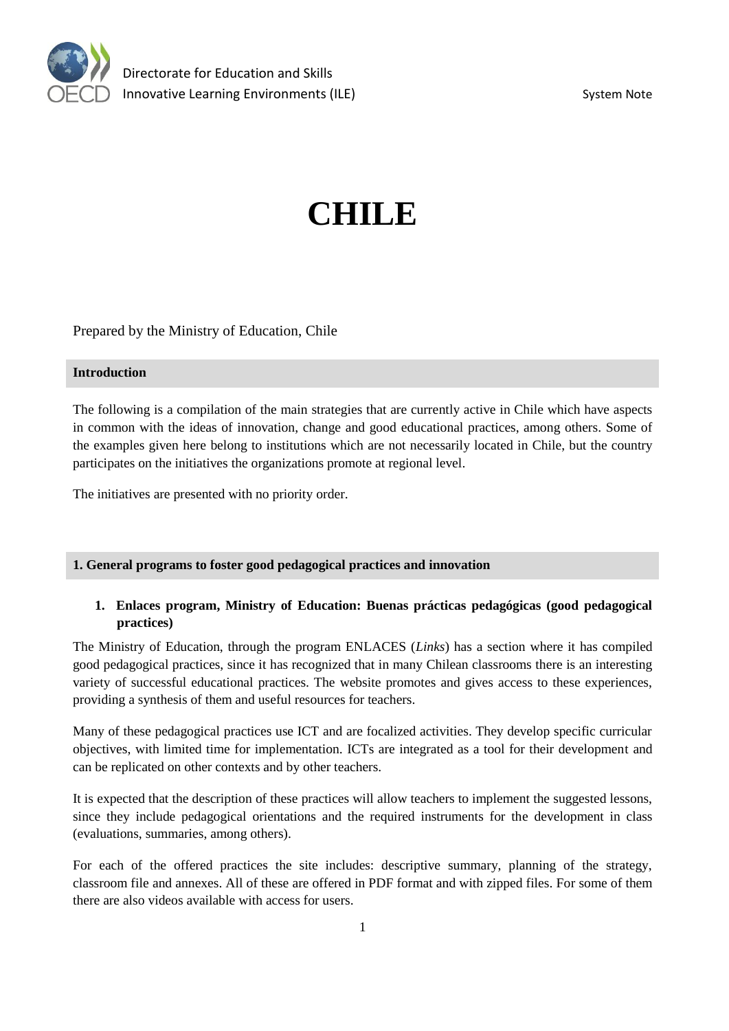# CHILE

Prepared by the Ministry of Education, Chile

## Introduction

The following is a compilation of the main strategies that are currently active in Chile which have aspects in common with the ideas of innovation, change and good educational practices, among others. Some of the examples given here belong to institutions which are not necessarily located in Chile, but the country participates on the initiatives the organizations promote at regional level.

The initiatives are presented with no priority order.

## 1. General programs to foster good pedagogical practices and innovation

### 1. Enlaces program, Ministry of Education: Buenas prácticas pedagógicas (good pedagogical practices)

The Ministry of Education, through the program ENLACES (*Links*) has a section where it has compiled good pedagogical practices, since it has recognized that in many Chilean classrooms there is an interesting variety of successful educational practices. The website promotes and gives access to these experiences, providing a synthesis of them and useful resources for teachers.

Many of these pedagogical practices use ICT and are focalized activities. They develop specific curricular objectives, with limited time for implementation. ICTs are integrated as a tool for their development and can be replicated on other contexts and by other teachers.

It is expected that the description of these practices will allow teachers to implement the suggested lessons, since they include pedagogical orientations and the required instruments for the development in class (evaluations, summaries, among others).

For each of the offered practices the site includes: descriptive summary, planning of the strategy, classroom file and annexes. All of these are offered in PDF format and with zipped files. For some of them there are also videos available with access for users.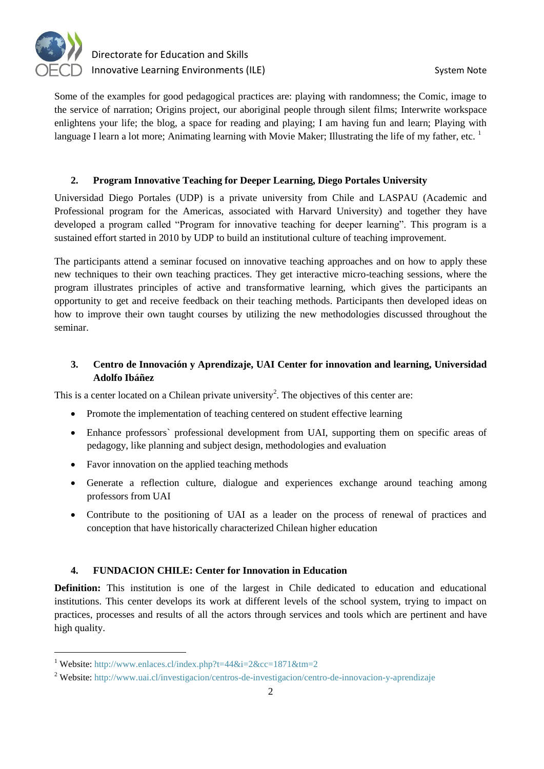Some of the examples for good pedagogical practices are: playing with randomness; the Comic, image to the service of narration; Origins project, our aboriginal people through silent films; Interwrite workspace enlightens your life; the blog, a space for reading and playing; I am having fun and learn; Playing with language I learn a lot more; Animating learning with Movie Maker; Illustrating the life of my father, etc. [1]

## 2. Program Innovative Teaching for Deeper Learning, Diego Portales University

Universidad Diego Portales (UDP) is a private university from Chile and LASPAU (Academic and Professional program for the Americas, associated with Harvard University) and together they have developed a program called "Program for innovative teaching for deeper learning". This program is a sustained effort started in 2010 by UDP to build an institutional culture of teaching improvement.

The participants attend a seminar focused on innovative teaching approaches and on how to apply these new techniques to their own teaching practices. They get interactive micro-teaching sessions, where the program illustrates principles of active and transformative learning, which gives the participants an opportunity to get and receive feedback on their teaching methods. Participants then developed ideas on how to improve their own taught courses by utilizing the new methodologies discussed throughout the seminar.

## 3. Centro de Innovación y Aprendizaje, UAI Center for innovation and learning, Universidad Adolfo Ibáñez

This is a center located on a Chilean private university[2]. The objectives of this center are:

- Promote the implementation of teaching centered on student effective learning
- Enhance professors` professional development from UAI, supporting them on specific areas of pedagogy, like planning and subject design, methodologies and evaluation
- Favor innovation on the applied teaching methods
- Generate a reflection culture, dialogue and experiences exchange around teaching among professors from UAI
- Contribute to the positioning of UAI as a leader on the process of renewal of practices and conception that have historically characterized Chilean higher education

## 4. FUNDACION CHILE: Center for Innovation in Education

**Definition:** This institution is one of the largest in Chile dedicated to education and educational institutions. This center develops its work at different levels of the school system, trying to impact on practices, processes and results of all the actors through services and tools which are pertinent and have high quality.

---

[1] Website: http://www.enlaces.cl/index.php?t=44&i=2&cc=1871&tm=2

[2] Website: http://www.uai.cl/investigacion/centros-de-investigacion/centro-de-innovacion-y-aprendizaje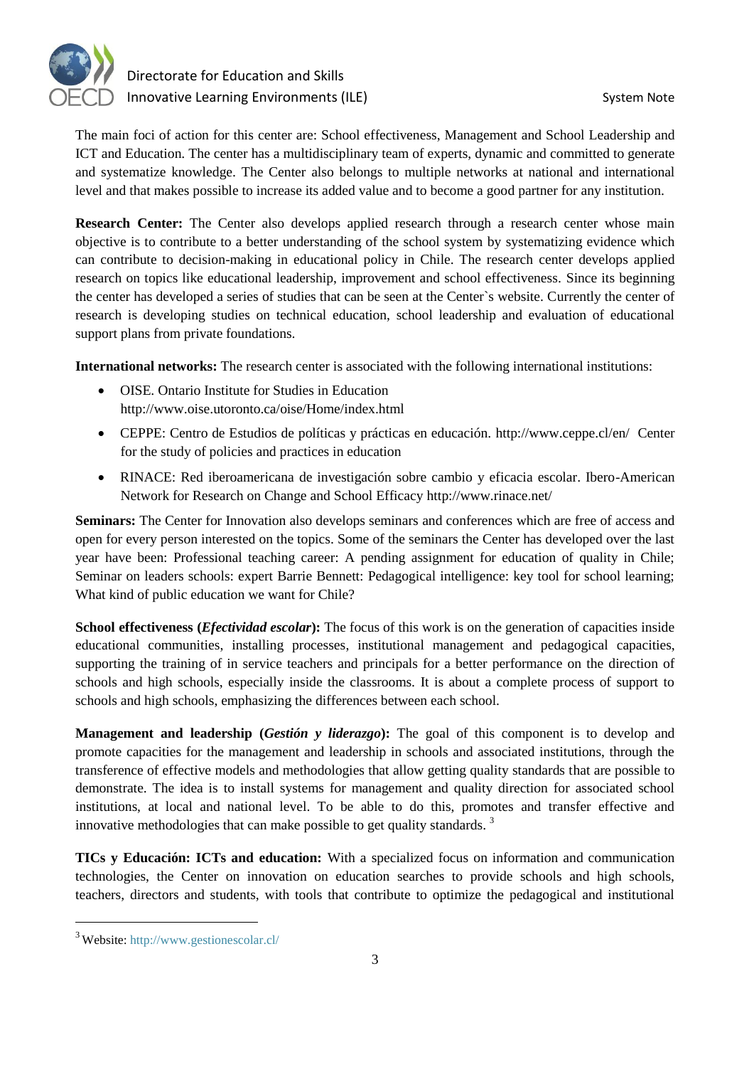The main foci of action for this center are: School effectiveness, Management and School Leadership and ICT and Education. The center has a multidisciplinary team of experts, dynamic and committed to generate and systematize knowledge. The Center also belongs to multiple networks at national and international level and that makes possible to increase its added value and to become a good partner for any institution.

**Research Center:** The Center also develops applied research through a research center whose main objective is to contribute to a better understanding of the school system by systematizing evidence which can contribute to decision-making in educational policy in Chile. The research center develops applied research on topics like educational leadership, improvement and school effectiveness. Since its beginning the center has developed a series of studies that can be seen at the Center`s website. Currently the center of research is developing studies on technical education, school leadership and evaluation of educational support plans from private foundations.

**International networks:** The research center is associated with the following international institutions:

- OISE. Ontario Institute for Studies in Education http://www.oise.utoronto.ca/oise/Home/index.html
- CEPPE: Centro de Estudios de políticas y prácticas en educación. http://www.ceppe.cl/en/ Center for the study of policies and practices in education
- RINACE: Red iberoamericana de investigación sobre cambio y eficacia escolar. Ibero-American Network for Research on Change and School Efficacy http://www.rinace.net/

**Seminars:** The Center for Innovation also develops seminars and conferences which are free of access and open for every person interested on the topics. Some of the seminars the Center has developed over the last year have been: Professional teaching career: A pending assignment for education of quality in Chile; Seminar on leaders schools: expert Barrie Bennett: Pedagogical intelligence: key tool for school learning; What kind of public education we want for Chile?

**School effectiveness (*Efectividad escolar*):** The focus of this work is on the generation of capacities inside educational communities, installing processes, institutional management and pedagogical capacities, supporting the training of in service teachers and principals for a better performance on the direction of schools and high schools, especially inside the classrooms. It is about a complete process of support to schools and high schools, emphasizing the differences between each school.

**Management and leadership (*Gestión y liderazgo*):** The goal of this component is to develop and promote capacities for the management and leadership in schools and associated institutions, through the transference of effective models and methodologies that allow getting quality standards that are possible to demonstrate. The idea is to install systems for management and quality direction for associated school institutions, at local and national level. To be able to do this, promotes and transfer effective and innovative methodologies that can make possible to get quality standards. [3]

**TICs y Educación: ICTs and education:** With a specialized focus on information and communication technologies, the Center on innovation on education searches to provide schools and high schools, teachers, directors and students, with tools that contribute to optimize the pedagogical and institutional

---

[3] Website: http://www.gestionescolar.cl/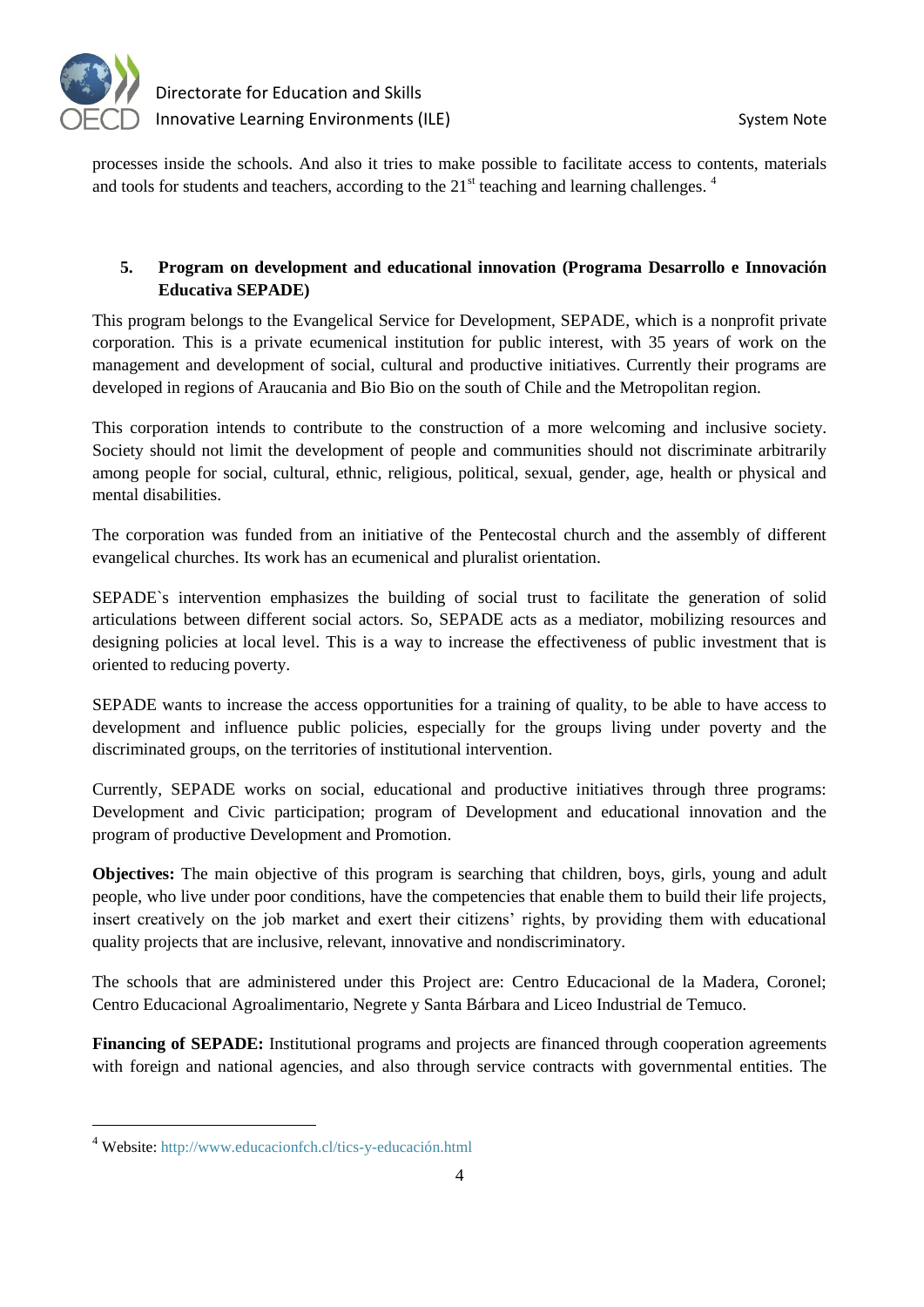processes inside the schools. And also it tries to make possible to facilitate access to contents, materials and tools for students and teachers, according to the 21st teaching and learning challenges. [4]

## 5. Program on development and educational innovation (Programa Desarrollo e Innovación Educativa SEPADE)

This program belongs to the Evangelical Service for Development, SEPADE, which is a nonprofit private corporation. This is a private ecumenical institution for public interest, with 35 years of work on the management and development of social, cultural and productive initiatives. Currently their programs are developed in regions of Araucania and Bio Bio on the south of Chile and the Metropolitan region.

This corporation intends to contribute to the construction of a more welcoming and inclusive society. Society should not limit the development of people and communities should not discriminate arbitrarily among people for social, cultural, ethnic, religious, political, sexual, gender, age, health or physical and mental disabilities.

The corporation was funded from an initiative of the Pentecostal church and the assembly of different evangelical churches. Its work has an ecumenical and pluralist orientation.

SEPADE`s intervention emphasizes the building of social trust to facilitate the generation of solid articulations between different social actors. So, SEPADE acts as a mediator, mobilizing resources and designing policies at local level. This is a way to increase the effectiveness of public investment that is oriented to reducing poverty.

SEPADE wants to increase the access opportunities for a training of quality, to be able to have access to development and influence public policies, especially for the groups living under poverty and the discriminated groups, on the territories of institutional intervention.

Currently, SEPADE works on social, educational and productive initiatives through three programs: Development and Civic participation; program of Development and educational innovation and the program of productive Development and Promotion.

**Objectives:** The main objective of this program is searching that children, boys, girls, young and adult people, who live under poor conditions, have the competencies that enable them to build their life projects, insert creatively on the job market and exert their citizens' rights, by providing them with educational quality projects that are inclusive, relevant, innovative and nondiscriminatory.

The schools that are administered under this Project are: Centro Educacional de la Madera, Coronel; Centro Educacional Agroalimentario, Negrete y Santa Bárbara and Liceo Industrial de Temuco.

**Financing of SEPADE:** Institutional programs and projects are financed through cooperation agreements with foreign and national agencies, and also through service contracts with governmental entities. The

[4] Website: http://www.educacionfch.cl/tics-y-educación.html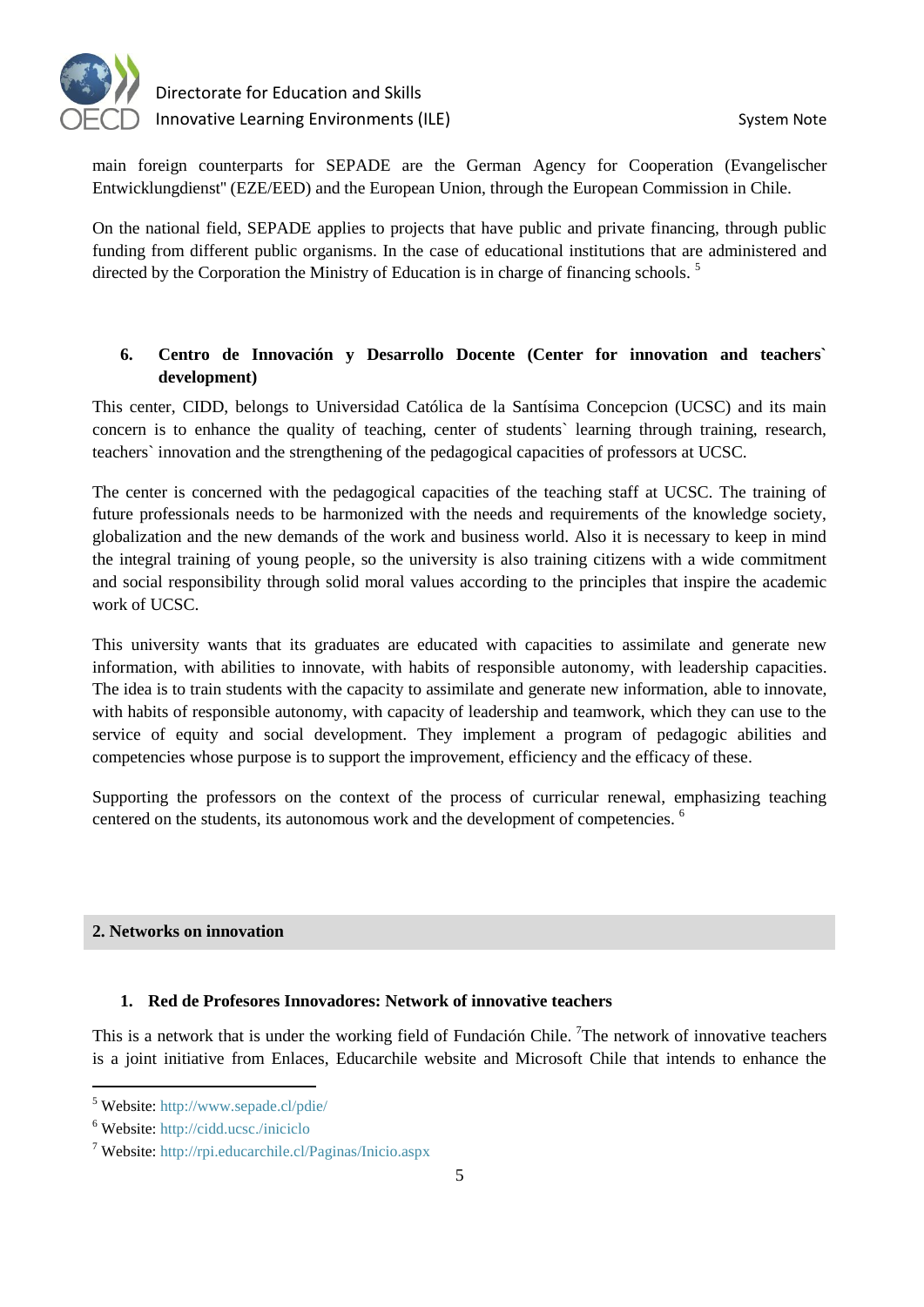main foreign counterparts for SEPADE are the German Agency for Cooperation (Evangelischer Entwicklungdienst" (EZE/EED) and the European Union, through the European Commission in Chile.

On the national field, SEPADE applies to projects that have public and private financing, through public funding from different public organisms. In the case of educational institutions that are administered and directed by the Corporation the Ministry of Education is in charge of financing schools. [5]

### 6. Centro de Innovación y Desarrollo Docente (Center for innovation and teachers` development)

This center, CIDD, belongs to Universidad Católica de la Santísima Concepcion (UCSC) and its main concern is to enhance the quality of teaching, center of students` learning through training, research, teachers` innovation and the strengthening of the pedagogical capacities of professors at UCSC.

The center is concerned with the pedagogical capacities of the teaching staff at UCSC. The training of future professionals needs to be harmonized with the needs and requirements of the knowledge society, globalization and the new demands of the work and business world. Also it is necessary to keep in mind the integral training of young people, so the university is also training citizens with a wide commitment and social responsibility through solid moral values according to the principles that inspire the academic work of UCSC.

This university wants that its graduates are educated with capacities to assimilate and generate new information, with abilities to innovate, with habits of responsible autonomy, with leadership capacities. The idea is to train students with the capacity to assimilate and generate new information, able to innovate, with habits of responsible autonomy, with capacity of leadership and teamwork, which they can use to the service of equity and social development. They implement a program of pedagogic abilities and competencies whose purpose is to support the improvement, efficiency and the efficacy of these.

Supporting the professors on the context of the process of curricular renewal, emphasizing teaching centered on the students, its autonomous work and the development of competencies. [6]

## 2. Networks on innovation

### 1. Red de Profesores Innovadores: Network of innovative teachers

This is a network that is under the working field of Fundación Chile. [7]The network of innovative teachers is a joint initiative from Enlaces, Educarchile website and Microsoft Chile that intends to enhance the

[5] Website: http://www.sepade.cl/pdie/

[6] Website: http://cidd.ucsc./iniciclo

[7] Website: http://rpi.educarchile.cl/Paginas/Inicio.aspx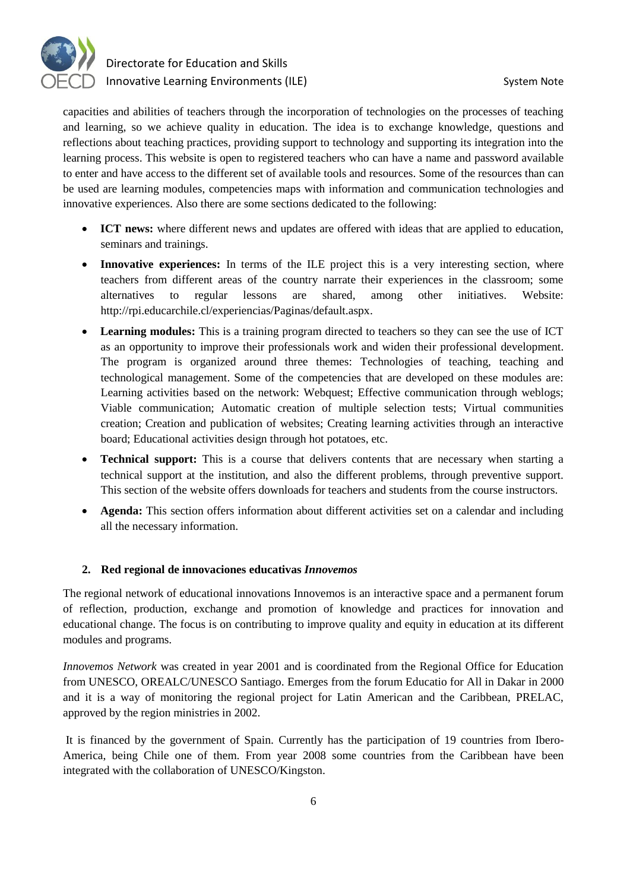capacities and abilities of teachers through the incorporation of technologies on the processes of teaching and learning, so we achieve quality in education. The idea is to exchange knowledge, questions and reflections about teaching practices, providing support to technology and supporting its integration into the learning process. This website is open to registered teachers who can have a name and password available to enter and have access to the different set of available tools and resources. Some of the resources than can be used are learning modules, competencies maps with information and communication technologies and innovative experiences. Also there are some sections dedicated to the following:

- **ICT news:** where different news and updates are offered with ideas that are applied to education, seminars and trainings.
- **Innovative experiences:** In terms of the ILE project this is a very interesting section, where teachers from different areas of the country narrate their experiences in the classroom; some alternatives to regular lessons are shared, among other initiatives. Website: http://rpi.educarchile.cl/experiencias/Paginas/default.aspx.
- **Learning modules:** This is a training program directed to teachers so they can see the use of ICT as an opportunity to improve their professionals work and widen their professional development. The program is organized around three themes: Technologies of teaching, teaching and technological management. Some of the competencies that are developed on these modules are: Learning activities based on the network: Webquest; Effective communication through weblogs; Viable communication; Automatic creation of multiple selection tests; Virtual communities creation; Creation and publication of websites; Creating learning activities through an interactive board; Educational activities design through hot potatoes, etc.
- **Technical support:** This is a course that delivers contents that are necessary when starting a technical support at the institution, and also the different problems, through preventive support. This section of the website offers downloads for teachers and students from the course instructors.
- **Agenda:** This section offers information about different activities set on a calendar and including all the necessary information.

### 2. Red regional de innovaciones educativas *Innovemos*

The regional network of educational innovations Innovemos is an interactive space and a permanent forum of reflection, production, exchange and promotion of knowledge and practices for innovation and educational change. The focus is on contributing to improve quality and equity in education at its different modules and programs.

*Innovemos Network* was created in year 2001 and is coordinated from the Regional Office for Education from UNESCO, OREALC/UNESCO Santiago. Emerges from the forum Educatio for All in Dakar in 2000 and it is a way of monitoring the regional project for Latin American and the Caribbean, PRELAC, approved by the region ministries in 2002.

It is financed by the government of Spain. Currently has the participation of 19 countries from Ibero-America, being Chile one of them. From year 2008 some countries from the Caribbean have been integrated with the collaboration of UNESCO/Kingston.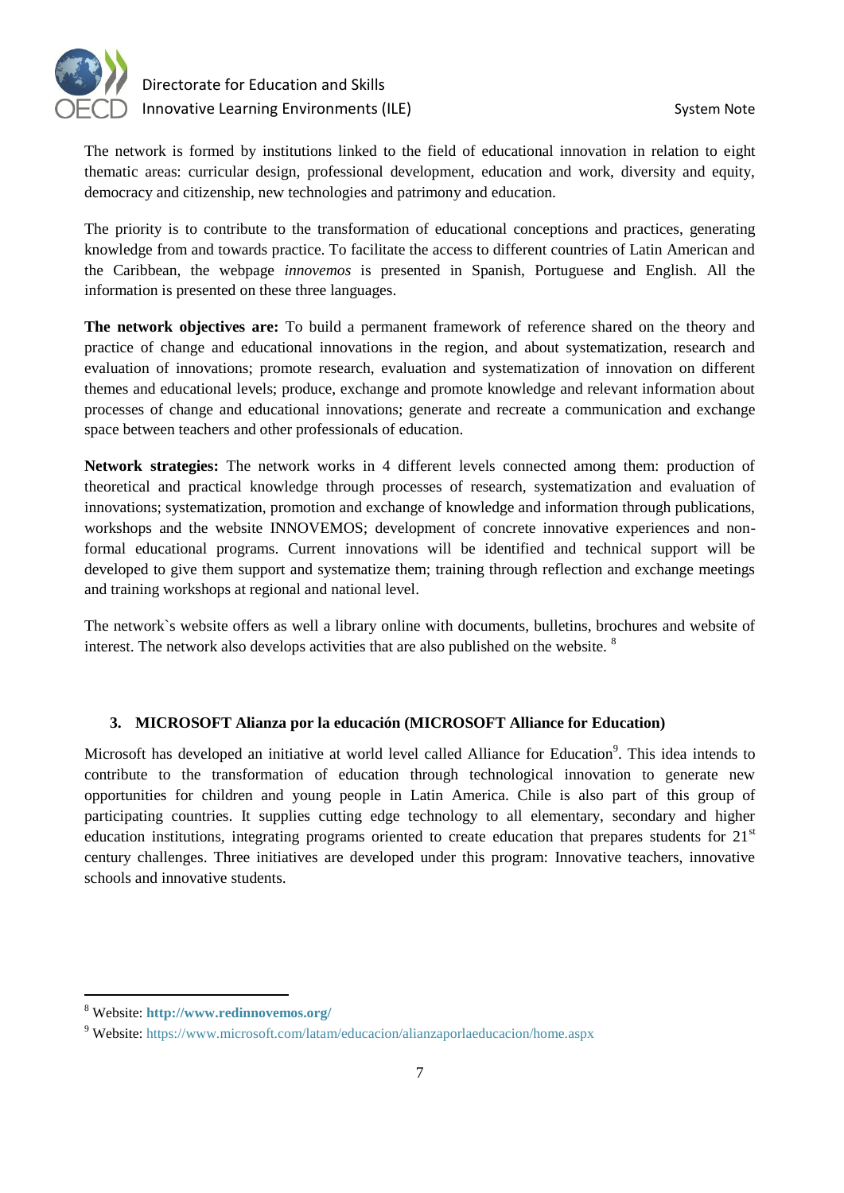The network is formed by institutions linked to the field of educational innovation in relation to eight thematic areas: curricular design, professional development, education and work, diversity and equity, democracy and citizenship, new technologies and patrimony and education.

The priority is to contribute to the transformation of educational conceptions and practices, generating knowledge from and towards practice. To facilitate the access to different countries of Latin American and the Caribbean, the webpage *innovemos* is presented in Spanish, Portuguese and English. All the information is presented on these three languages.

**The network objectives are:** To build a permanent framework of reference shared on the theory and practice of change and educational innovations in the region, and about systematization, research and evaluation of innovations; promote research, evaluation and systematization of innovation on different themes and educational levels; produce, exchange and promote knowledge and relevant information about processes of change and educational innovations; generate and recreate a communication and exchange space between teachers and other professionals of education.

**Network strategies:** The network works in 4 different levels connected among them: production of theoretical and practical knowledge through processes of research, systematization and evaluation of innovations; systematization, promotion and exchange of knowledge and information through publications, workshops and the website INNOVEMOS; development of concrete innovative experiences and non-formal educational programs. Current innovations will be identified and technical support will be developed to give them support and systematize them; training through reflection and exchange meetings and training workshops at regional and national level.

The network`s website offers as well a library online with documents, bulletins, brochures and website of interest. The network also develops activities that are also published on the website. [8]

### 3. MICROSOFT Alianza por la educación (MICROSOFT Alliance for Education)

Microsoft has developed an initiative at world level called Alliance for Education[9]. This idea intends to contribute to the transformation of education through technological innovation to generate new opportunities for children and young people in Latin America. Chile is also part of this group of participating countries. It supplies cutting edge technology to all elementary, secondary and higher education institutions, integrating programs oriented to create education that prepares students for 21st century challenges. Three initiatives are developed under this program: Innovative teachers, innovative schools and innovative students.

---

[8] Website: **http://www.redinnovemos.org/**

[9] Website: https://www.microsoft.com/latam/educacion/alianzaporlaeducacion/home.aspx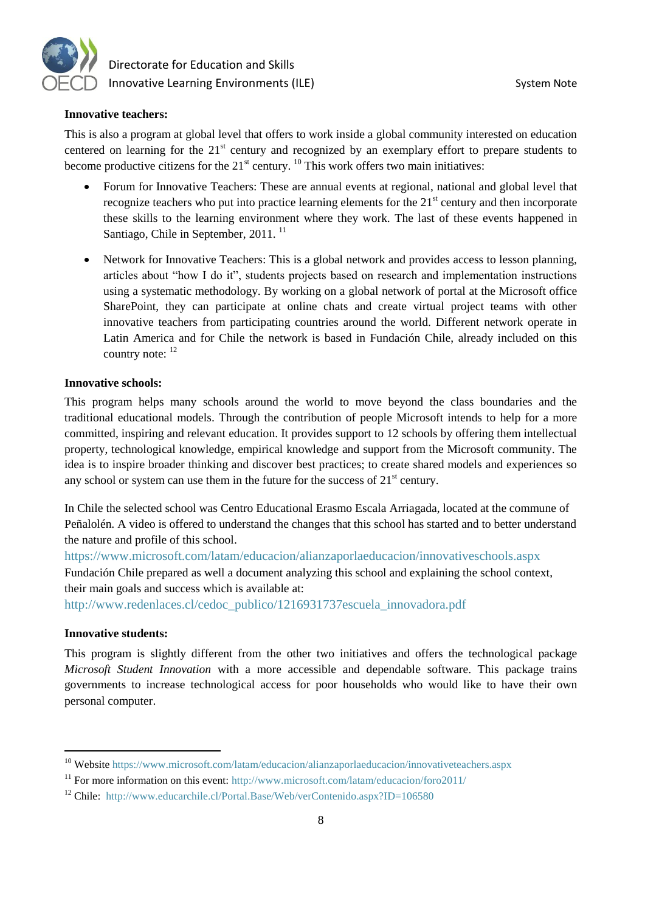**Innovative teachers:**

This is also a program at global level that offers to work inside a global community interested on education centered on learning for the 21st century and recognized by an exemplary effort to prepare students to become productive citizens for the 21st century. [10] This work offers two main initiatives:

- Forum for Innovative Teachers: These are annual events at regional, national and global level that recognize teachers who put into practice learning elements for the 21st century and then incorporate these skills to the learning environment where they work. The last of these events happened in Santiago, Chile in September, 2011. [11]

- Network for Innovative Teachers: This is a global network and provides access to lesson planning, articles about "how I do it", students projects based on research and implementation instructions using a systematic methodology. By working on a global network of portal at the Microsoft office SharePoint, they can participate at online chats and create virtual project teams with other innovative teachers from participating countries around the world. Different network operate in Latin America and for Chile the network is based in Fundación Chile, already included on this country note: [12]

**Innovative schools:**

This program helps many schools around the world to move beyond the class boundaries and the traditional educational models. Through the contribution of people Microsoft intends to help for a more committed, inspiring and relevant education. It provides support to 12 schools by offering them intellectual property, technological knowledge, empirical knowledge and support from the Microsoft community. The idea is to inspire broader thinking and discover best practices; to create shared models and experiences so any school or system can use them in the future for the success of 21st century.

In Chile the selected school was Centro Educational Erasmo Escala Arriagada, located at the commune of Peñalolén. A video is offered to understand the changes that this school has started and to better understand the nature and profile of this school.
https://www.microsoft.com/latam/educacion/alianzaporlaeducacion/innovativeschools.aspx
Fundación Chile prepared as well a document analyzing this school and explaining the school context, their main goals and success which is available at:
http://www.redenlaces.cl/cedoc_publico/1216931737escuela_innovadora.pdf

**Innovative students:**

This program is slightly different from the other two initiatives and offers the technological package *Microsoft Student Innovation* with a more accessible and dependable software. This package trains governments to increase technological access for poor households who would like to have their own personal computer.

---

[10] Website https://www.microsoft.com/latam/educacion/alianzaporlaeducacion/innovativeteachers.aspx

[11] For more information on this event: http://www.microsoft.com/latam/educacion/foro2011/

[12] Chile: http://www.educarchile.cl/Portal.Base/Web/verContenido.aspx?ID=106580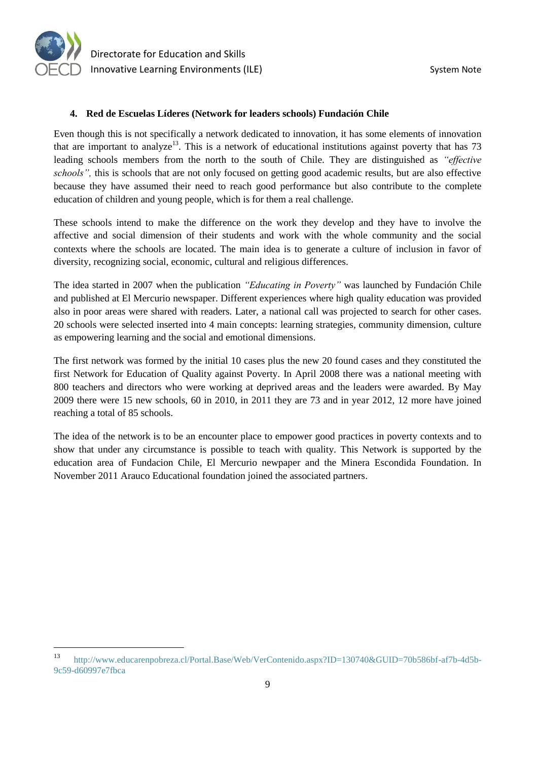#### 4. Red de Escuelas Líderes (Network for leaders schools) Fundación Chile

Even though this is not specifically a network dedicated to innovation, it has some elements of innovation that are important to analyze[13]. This is a network of educational institutions against poverty that has 73 leading schools members from the north to the south of Chile. They are distinguished as *"effective schools",* this is schools that are not only focused on getting good academic results, but are also effective because they have assumed their need to reach good performance but also contribute to the complete education of children and young people, which is for them a real challenge.

These schools intend to make the difference on the work they develop and they have to involve the affective and social dimension of their students and work with the whole community and the social contexts where the schools are located. The main idea is to generate a culture of inclusion in favor of diversity, recognizing social, economic, cultural and religious differences.

The idea started in 2007 when the publication *"Educating in Poverty"* was launched by Fundación Chile and published at El Mercurio newspaper. Different experiences where high quality education was provided also in poor areas were shared with readers. Later, a national call was projected to search for other cases. 20 schools were selected inserted into 4 main concepts: learning strategies, community dimension, culture as empowering learning and the social and emotional dimensions.

The first network was formed by the initial 10 cases plus the new 20 found cases and they constituted the first Network for Education of Quality against Poverty. In April 2008 there was a national meeting with 800 teachers and directors who were working at deprived areas and the leaders were awarded. By May 2009 there were 15 new schools, 60 in 2010, in 2011 they are 73 and in year 2012, 12 more have joined reaching a total of 85 schools.

The idea of the network is to be an encounter place to empower good practices in poverty contexts and to show that under any circumstance is possible to teach with quality. This Network is supported by the education area of Fundacion Chile, El Mercurio newpaper and the Minera Escondida Foundation. In November 2011 Arauco Educational foundation joined the associated partners.

---

[13] http://www.educarenpobreza.cl/Portal.Base/Web/VerContenido.aspx?ID=130740&GUID=70b586bf-af7b-4d5b-9c59-d60997e7fbca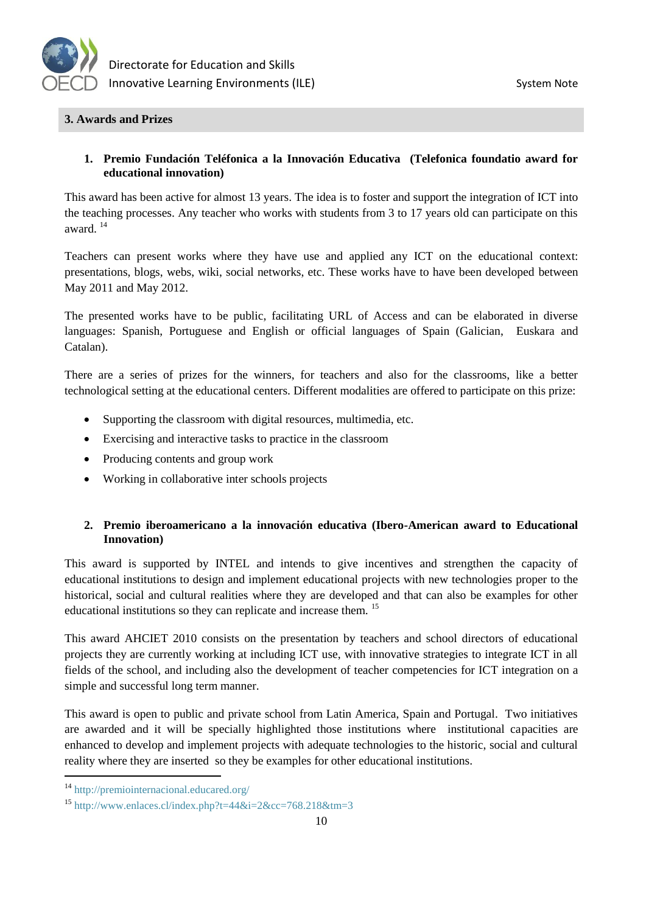## 3. Awards and Prizes

1. **Premio Fundación Teléfonica a la Innovación Educativa (Telefonica foundatio award for educational innovation)**

This award has been active for almost 13 years. The idea is to foster and support the integration of ICT into the teaching processes. Any teacher who works with students from 3 to 17 years old can participate on this award. [14]

Teachers can present works where they have use and applied any ICT on the educational context: presentations, blogs, webs, wiki, social networks, etc. These works have to have been developed between May 2011 and May 2012.

The presented works have to be public, facilitating URL of Access and can be elaborated in diverse languages: Spanish, Portuguese and English or official languages of Spain (Galician, Euskara and Catalan).

There are a series of prizes for the winners, for teachers and also for the classrooms, like a better technological setting at the educational centers. Different modalities are offered to participate on this prize:

- Supporting the classroom with digital resources, multimedia, etc.
- Exercising and interactive tasks to practice in the classroom
- Producing contents and group work
- Working in collaborative inter schools projects

2. **Premio iberoamericano a la innovación educativa (Ibero-American award to Educational Innovation)**

This award is supported by INTEL and intends to give incentives and strengthen the capacity of educational institutions to design and implement educational projects with new technologies proper to the historical, social and cultural realities where they are developed and that can also be examples for other educational institutions so they can replicate and increase them. [15]

This award AHCIET 2010 consists on the presentation by teachers and school directors of educational projects they are currently working at including ICT use, with innovative strategies to integrate ICT in all fields of the school, and including also the development of teacher competencies for ICT integration on a simple and successful long term manner.

This award is open to public and private school from Latin America, Spain and Portugal. Two initiatives are awarded and it will be specially highlighted those institutions where institutional capacities are enhanced to develop and implement projects with adequate technologies to the historic, social and cultural reality where they are inserted so they be examples for other educational institutions.

---

[14] http://premiointernacional.educared.org/

[15] http://www.enlaces.cl/index.php?t=44&i=2&cc=768.218&tm=3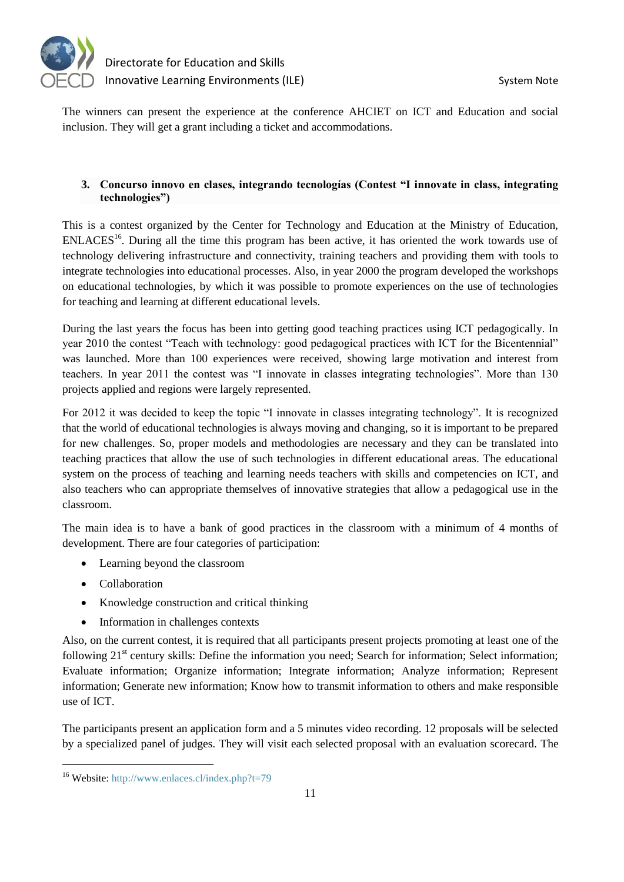The winners can present the experience at the conference AHCIET on ICT and Education and social inclusion. They will get a grant including a ticket and accommodations.

### 3. Concurso innovo en clases, integrando tecnologías (Contest "I innovate in class, integrating technologies")

This is a contest organized by the Center for Technology and Education at the Ministry of Education, ENLACES[16]. During all the time this program has been active, it has oriented the work towards use of technology delivering infrastructure and connectivity, training teachers and providing them with tools to integrate technologies into educational processes. Also, in year 2000 the program developed the workshops on educational technologies, by which it was possible to promote experiences on the use of technologies for teaching and learning at different educational levels.

During the last years the focus has been into getting good teaching practices using ICT pedagogically. In year 2010 the contest "Teach with technology: good pedagogical practices with ICT for the Bicentennial" was launched. More than 100 experiences were received, showing large motivation and interest from teachers. In year 2011 the contest was "I innovate in classes integrating technologies". More than 130 projects applied and regions were largely represented.

For 2012 it was decided to keep the topic "I innovate in classes integrating technology". It is recognized that the world of educational technologies is always moving and changing, so it is important to be prepared for new challenges. So, proper models and methodologies are necessary and they can be translated into teaching practices that allow the use of such technologies in different educational areas. The educational system on the process of teaching and learning needs teachers with skills and competencies on ICT, and also teachers who can appropriate themselves of innovative strategies that allow a pedagogical use in the classroom.

The main idea is to have a bank of good practices in the classroom with a minimum of 4 months of development. There are four categories of participation:

- Learning beyond the classroom
- Collaboration
- Knowledge construction and critical thinking
- Information in challenges contexts

Also, on the current contest, it is required that all participants present projects promoting at least one of the following 21st century skills: Define the information you need; Search for information; Select information; Evaluate information; Organize information; Integrate information; Analyze information; Represent information; Generate new information; Know how to transmit information to others and make responsible use of ICT.

The participants present an application form and a 5 minutes video recording. 12 proposals will be selected by a specialized panel of judges. They will visit each selected proposal with an evaluation scorecard. The

[16] Website: http://www.enlaces.cl/index.php?t=79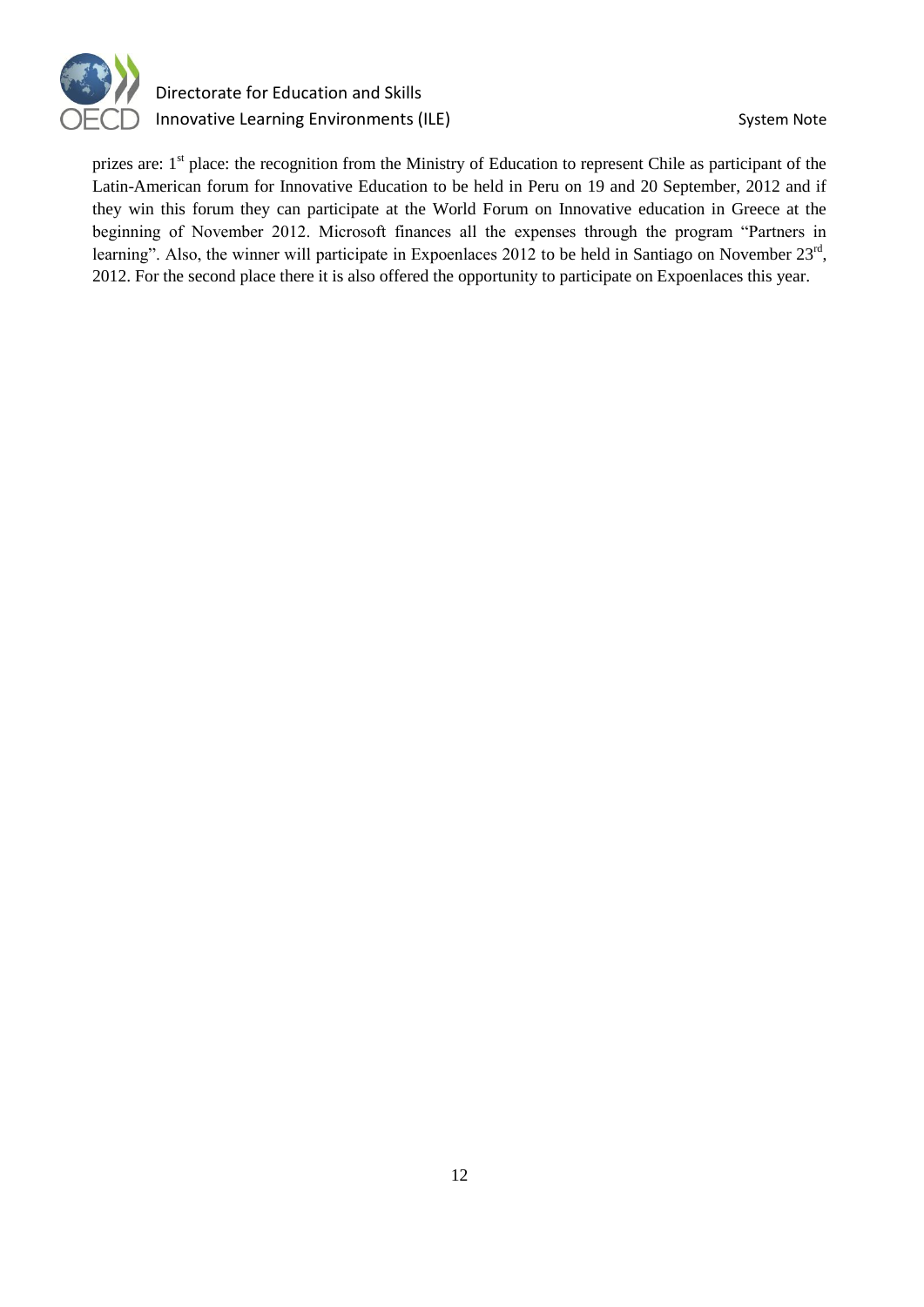prizes are: 1st place: the recognition from the Ministry of Education to represent Chile as participant of the Latin-American forum for Innovative Education to be held in Peru on 19 and 20 September, 2012 and if they win this forum they can participate at the World Forum on Innovative education in Greece at the beginning of November 2012. Microsoft finances all the expenses through the program "Partners in learning". Also, the winner will participate in Expoenlaces 2012 to be held in Santiago on November 23rd, 2012. For the second place there it is also offered the opportunity to participate on Expoenlaces this year.